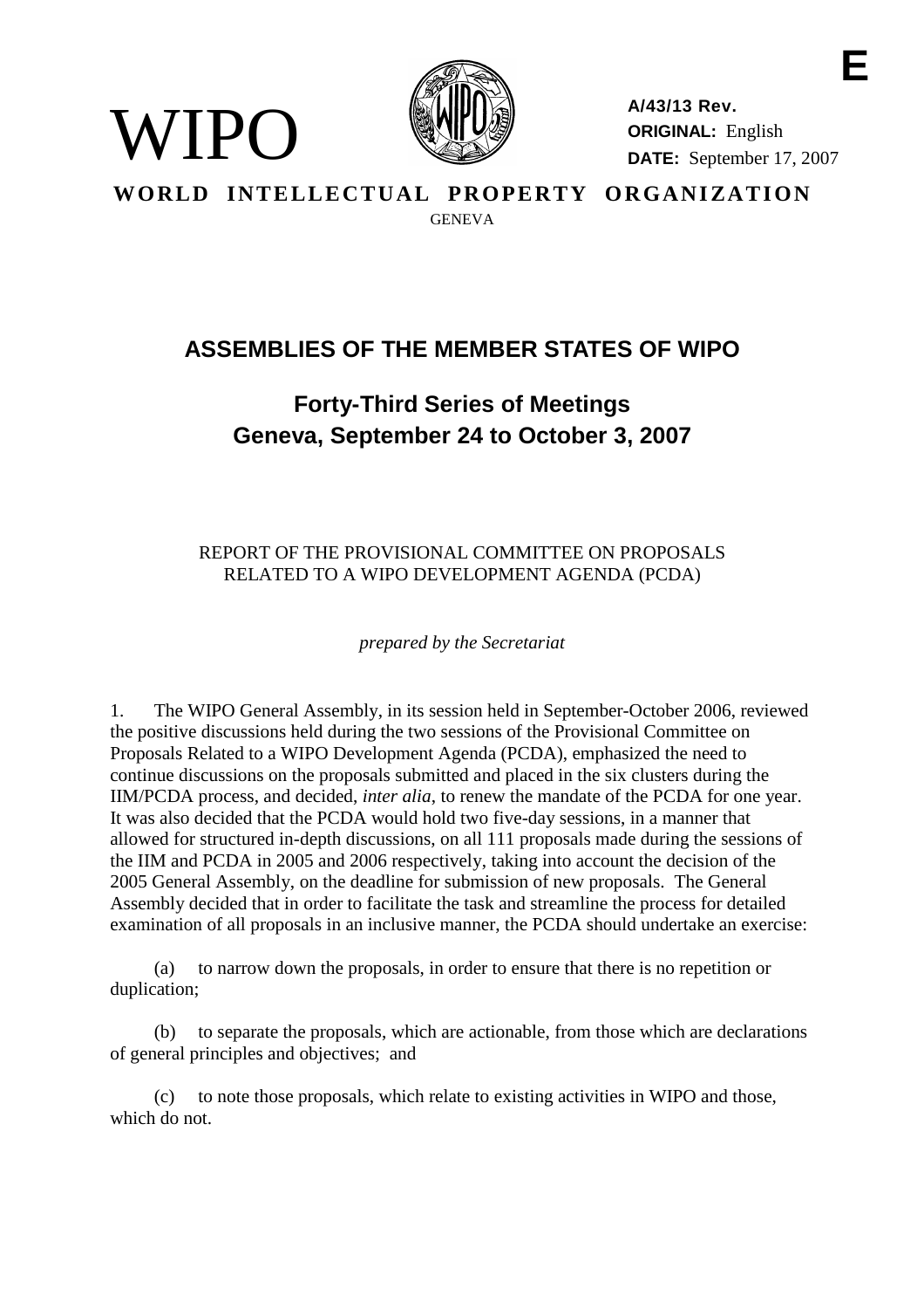**E**

WIPO

**A/43/13 Rev.**
**ORIGINAL:** English
**DATE:** September 17, 2007

**WORLD INTELLECTUAL PROPERTY ORGANIZATION**
GENEVA

# ASSEMBLIES OF THE MEMBER STATES OF WIPO

## Forty-Third Series of Meetings
## Geneva, September 24 to October 3, 2007

REPORT OF THE PROVISIONAL COMMITTEE ON PROPOSALS RELATED TO A WIPO DEVELOPMENT AGENDA (PCDA)

*prepared by the Secretariat*

1. The WIPO General Assembly, in its session held in September-October 2006, reviewed the positive discussions held during the two sessions of the Provisional Committee on Proposals Related to a WIPO Development Agenda (PCDA), emphasized the need to continue discussions on the proposals submitted and placed in the six clusters during the IIM/PCDA process, and decided, *inter alia*, to renew the mandate of the PCDA for one year. It was also decided that the PCDA would hold two five-day sessions, in a manner that allowed for structured in-depth discussions, on all 111 proposals made during the sessions of the IIM and PCDA in 2005 and 2006 respectively, taking into account the decision of the 2005 General Assembly, on the deadline for submission of new proposals. The General Assembly decided that in order to facilitate the task and streamline the process for detailed examination of all proposals in an inclusive manner, the PCDA should undertake an exercise:

(a) to narrow down the proposals, in order to ensure that there is no repetition or duplication;

(b) to separate the proposals, which are actionable, from those which are declarations of general principles and objectives; and

(c) to note those proposals, which relate to existing activities in WIPO and those, which do not.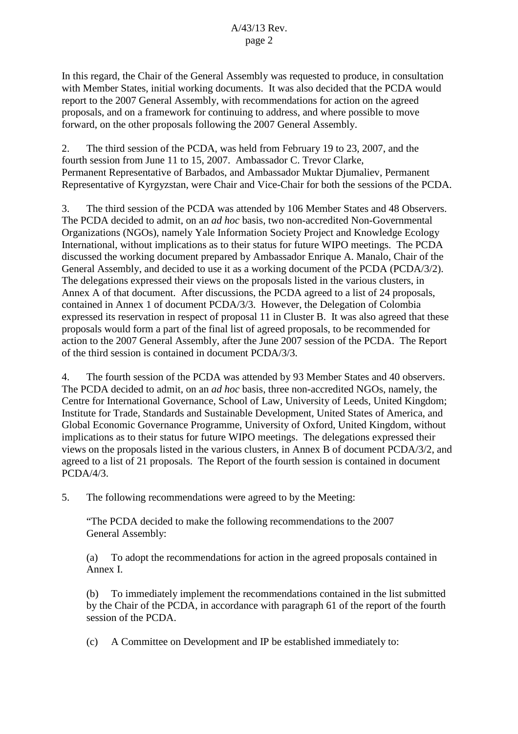In this regard, the Chair of the General Assembly was requested to produce, in consultation with Member States, initial working documents. It was also decided that the PCDA would report to the 2007 General Assembly, with recommendations for action on the agreed proposals, and on a framework for continuing to address, and where possible to move forward, on the other proposals following the 2007 General Assembly.

2. The third session of the PCDA, was held from February 19 to 23, 2007, and the fourth session from June 11 to 15, 2007. Ambassador C. Trevor Clarke, Permanent Representative of Barbados, and Ambassador Muktar Djumaliev, Permanent Representative of Kyrgyzstan, were Chair and Vice-Chair for both the sessions of the PCDA.

3. The third session of the PCDA was attended by 106 Member States and 48 Observers. The PCDA decided to admit, on an *ad hoc* basis, two non-accredited Non-Governmental Organizations (NGOs), namely Yale Information Society Project and Knowledge Ecology International, without implications as to their status for future WIPO meetings. The PCDA discussed the working document prepared by Ambassador Enrique A. Manalo, Chair of the General Assembly, and decided to use it as a working document of the PCDA (PCDA/3/2). The delegations expressed their views on the proposals listed in the various clusters, in Annex A of that document. After discussions, the PCDA agreed to a list of 24 proposals, contained in Annex 1 of document PCDA/3/3. However, the Delegation of Colombia expressed its reservation in respect of proposal 11 in Cluster B. It was also agreed that these proposals would form a part of the final list of agreed proposals, to be recommended for action to the 2007 General Assembly, after the June 2007 session of the PCDA. The Report of the third session is contained in document PCDA/3/3.

4. The fourth session of the PCDA was attended by 93 Member States and 40 observers. The PCDA decided to admit, on an *ad hoc* basis, three non-accredited NGOs, namely, the Centre for International Governance, School of Law, University of Leeds, United Kingdom; Institute for Trade, Standards and Sustainable Development, United States of America, and Global Economic Governance Programme, University of Oxford, United Kingdom, without implications as to their status for future WIPO meetings. The delegations expressed their views on the proposals listed in the various clusters, in Annex B of document PCDA/3/2, and agreed to a list of 21 proposals. The Report of the fourth session is contained in document PCDA/4/3.

5. The following recommendations were agreed to by the Meeting:

> "The PCDA decided to make the following recommendations to the 2007 General Assembly:
>
> (a) To adopt the recommendations for action in the agreed proposals contained in Annex I.
>
> (b) To immediately implement the recommendations contained in the list submitted by the Chair of the PCDA, in accordance with paragraph 61 of the report of the fourth session of the PCDA.
>
> (c) A Committee on Development and IP be established immediately to: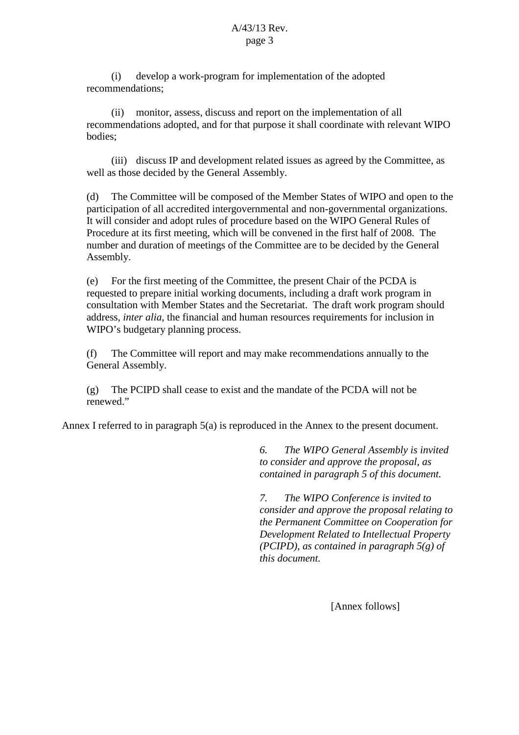(i) develop a work-program for implementation of the adopted recommendations;

(ii) monitor, assess, discuss and report on the implementation of all recommendations adopted, and for that purpose it shall coordinate with relevant WIPO bodies;

(iii) discuss IP and development related issues as agreed by the Committee, as well as those decided by the General Assembly.

(d) The Committee will be composed of the Member States of WIPO and open to the participation of all accredited intergovernmental and non-governmental organizations. It will consider and adopt rules of procedure based on the WIPO General Rules of Procedure at its first meeting, which will be convened in the first half of 2008. The number and duration of meetings of the Committee are to be decided by the General Assembly.

(e) For the first meeting of the Committee, the present Chair of the PCDA is requested to prepare initial working documents, including a draft work program in consultation with Member States and the Secretariat. The draft work program should address, *inter alia*, the financial and human resources requirements for inclusion in WIPO's budgetary planning process.

(f) The Committee will report and may make recommendations annually to the General Assembly.

(g) The PCIPD shall cease to exist and the mandate of the PCDA will not be renewed."

Annex I referred to in paragraph 5(a) is reproduced in the Annex to the present document.

*6. The WIPO General Assembly is invited to consider and approve the proposal, as contained in paragraph 5 of this document.*

*7. The WIPO Conference is invited to consider and approve the proposal relating to the Permanent Committee on Cooperation for Development Related to Intellectual Property (PCIPD), as contained in paragraph 5(g) of this document.*

[Annex follows]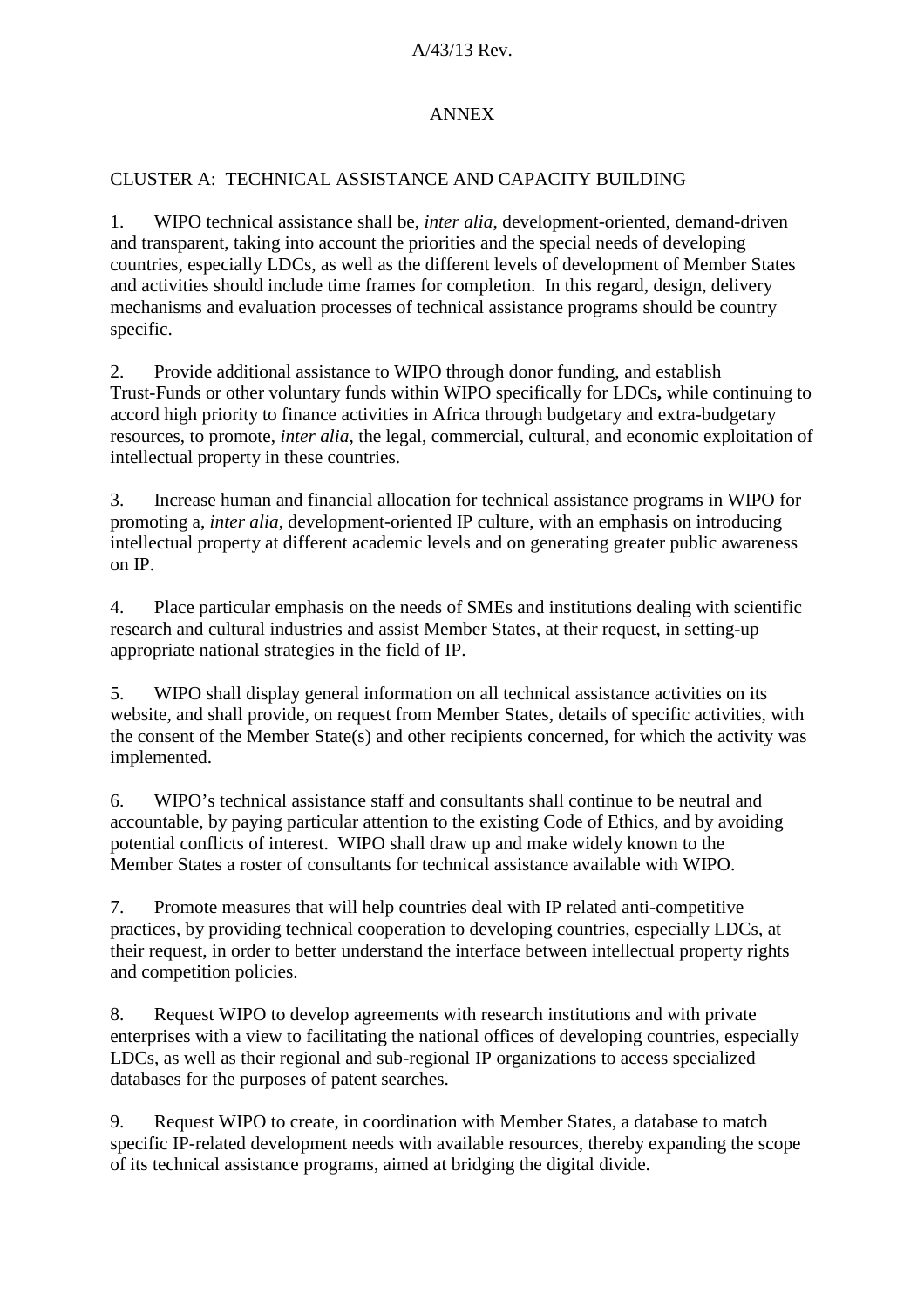# ANNEX

## CLUSTER A: TECHNICAL ASSISTANCE AND CAPACITY BUILDING

1. WIPO technical assistance shall be, *inter alia*, development-oriented, demand-driven and transparent, taking into account the priorities and the special needs of developing countries, especially LDCs, as well as the different levels of development of Member States and activities should include time frames for completion. In this regard, design, delivery mechanisms and evaluation processes of technical assistance programs should be country specific.

2. Provide additional assistance to WIPO through donor funding, and establish Trust-Funds or other voluntary funds within WIPO specifically for LDCs**,** while continuing to accord high priority to finance activities in Africa through budgetary and extra-budgetary resources, to promote, *inter alia*, the legal, commercial, cultural, and economic exploitation of intellectual property in these countries.

3. Increase human and financial allocation for technical assistance programs in WIPO for promoting a, *inter alia*, development-oriented IP culture, with an emphasis on introducing intellectual property at different academic levels and on generating greater public awareness on IP.

4. Place particular emphasis on the needs of SMEs and institutions dealing with scientific research and cultural industries and assist Member States, at their request, in setting-up appropriate national strategies in the field of IP.

5. WIPO shall display general information on all technical assistance activities on its website, and shall provide, on request from Member States, details of specific activities, with the consent of the Member State(s) and other recipients concerned, for which the activity was implemented.

6. WIPO's technical assistance staff and consultants shall continue to be neutral and accountable, by paying particular attention to the existing Code of Ethics, and by avoiding potential conflicts of interest. WIPO shall draw up and make widely known to the Member States a roster of consultants for technical assistance available with WIPO.

7. Promote measures that will help countries deal with IP related anti-competitive practices, by providing technical cooperation to developing countries, especially LDCs, at their request, in order to better understand the interface between intellectual property rights and competition policies.

8. Request WIPO to develop agreements with research institutions and with private enterprises with a view to facilitating the national offices of developing countries, especially LDCs, as well as their regional and sub-regional IP organizations to access specialized databases for the purposes of patent searches.

9. Request WIPO to create, in coordination with Member States, a database to match specific IP-related development needs with available resources, thereby expanding the scope of its technical assistance programs, aimed at bridging the digital divide.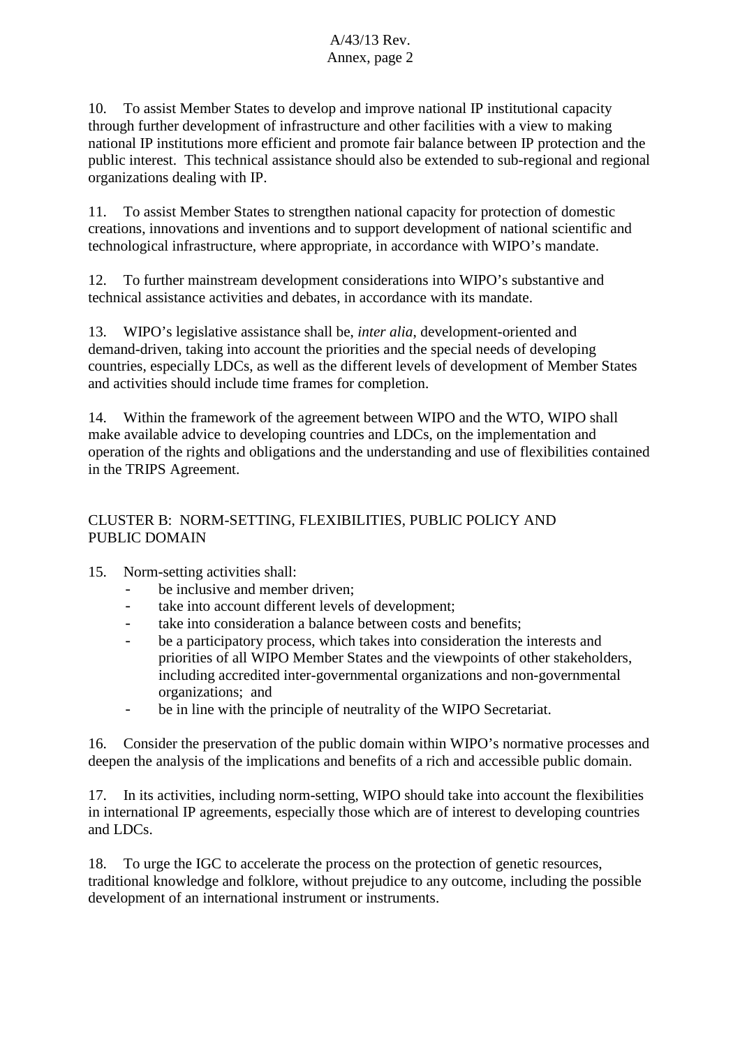10. To assist Member States to develop and improve national IP institutional capacity through further development of infrastructure and other facilities with a view to making national IP institutions more efficient and promote fair balance between IP protection and the public interest. This technical assistance should also be extended to sub-regional and regional organizations dealing with IP.

11. To assist Member States to strengthen national capacity for protection of domestic creations, innovations and inventions and to support development of national scientific and technological infrastructure, where appropriate, in accordance with WIPO's mandate.

12. To further mainstream development considerations into WIPO's substantive and technical assistance activities and debates, in accordance with its mandate.

13. WIPO's legislative assistance shall be, *inter alia*, development-oriented and demand-driven, taking into account the priorities and the special needs of developing countries, especially LDCs, as well as the different levels of development of Member States and activities should include time frames for completion.

14. Within the framework of the agreement between WIPO and the WTO, WIPO shall make available advice to developing countries and LDCs, on the implementation and operation of the rights and obligations and the understanding and use of flexibilities contained in the TRIPS Agreement.

## CLUSTER B: NORM-SETTING, FLEXIBILITIES, PUBLIC POLICY AND PUBLIC DOMAIN

15. Norm-setting activities shall:

- be inclusive and member driven;
- take into account different levels of development;
- take into consideration a balance between costs and benefits;
- be a participatory process, which takes into consideration the interests and priorities of all WIPO Member States and the viewpoints of other stakeholders, including accredited inter-governmental organizations and non-governmental organizations; and
- be in line with the principle of neutrality of the WIPO Secretariat.

16. Consider the preservation of the public domain within WIPO's normative processes and deepen the analysis of the implications and benefits of a rich and accessible public domain.

17. In its activities, including norm-setting, WIPO should take into account the flexibilities in international IP agreements, especially those which are of interest to developing countries and LDCs.

18. To urge the IGC to accelerate the process on the protection of genetic resources, traditional knowledge and folklore, without prejudice to any outcome, including the possible development of an international instrument or instruments.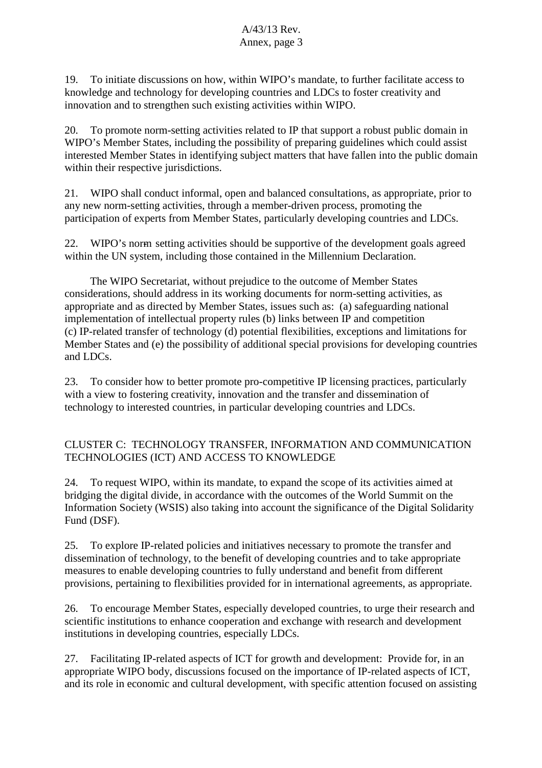19. To initiate discussions on how, within WIPO's mandate, to further facilitate access to knowledge and technology for developing countries and LDCs to foster creativity and innovation and to strengthen such existing activities within WIPO.

20. To promote norm-setting activities related to IP that support a robust public domain in WIPO's Member States, including the possibility of preparing guidelines which could assist interested Member States in identifying subject matters that have fallen into the public domain within their respective jurisdictions.

21. WIPO shall conduct informal, open and balanced consultations, as appropriate, prior to any new norm-setting activities, through a member-driven process, promoting the participation of experts from Member States, particularly developing countries and LDCs.

22. WIPO's norm setting activities should be supportive of the development goals agreed within the UN system, including those contained in the Millennium Declaration.

The WIPO Secretariat, without prejudice to the outcome of Member States considerations, should address in its working documents for norm-setting activities, as appropriate and as directed by Member States, issues such as: (a) safeguarding national implementation of intellectual property rules (b) links between IP and competition (c) IP-related transfer of technology (d) potential flexibilities, exceptions and limitations for Member States and (e) the possibility of additional special provisions for developing countries and LDCs.

23. To consider how to better promote pro-competitive IP licensing practices, particularly with a view to fostering creativity, innovation and the transfer and dissemination of technology to interested countries, in particular developing countries and LDCs.

## CLUSTER C: TECHNOLOGY TRANSFER, INFORMATION AND COMMUNICATION TECHNOLOGIES (ICT) AND ACCESS TO KNOWLEDGE

24. To request WIPO, within its mandate, to expand the scope of its activities aimed at bridging the digital divide, in accordance with the outcomes of the World Summit on the Information Society (WSIS) also taking into account the significance of the Digital Solidarity Fund (DSF).

25. To explore IP-related policies and initiatives necessary to promote the transfer and dissemination of technology, to the benefit of developing countries and to take appropriate measures to enable developing countries to fully understand and benefit from different provisions, pertaining to flexibilities provided for in international agreements, as appropriate.

26. To encourage Member States, especially developed countries, to urge their research and scientific institutions to enhance cooperation and exchange with research and development institutions in developing countries, especially LDCs.

27. Facilitating IP-related aspects of ICT for growth and development: Provide for, in an appropriate WIPO body, discussions focused on the importance of IP-related aspects of ICT, and its role in economic and cultural development, with specific attention focused on assisting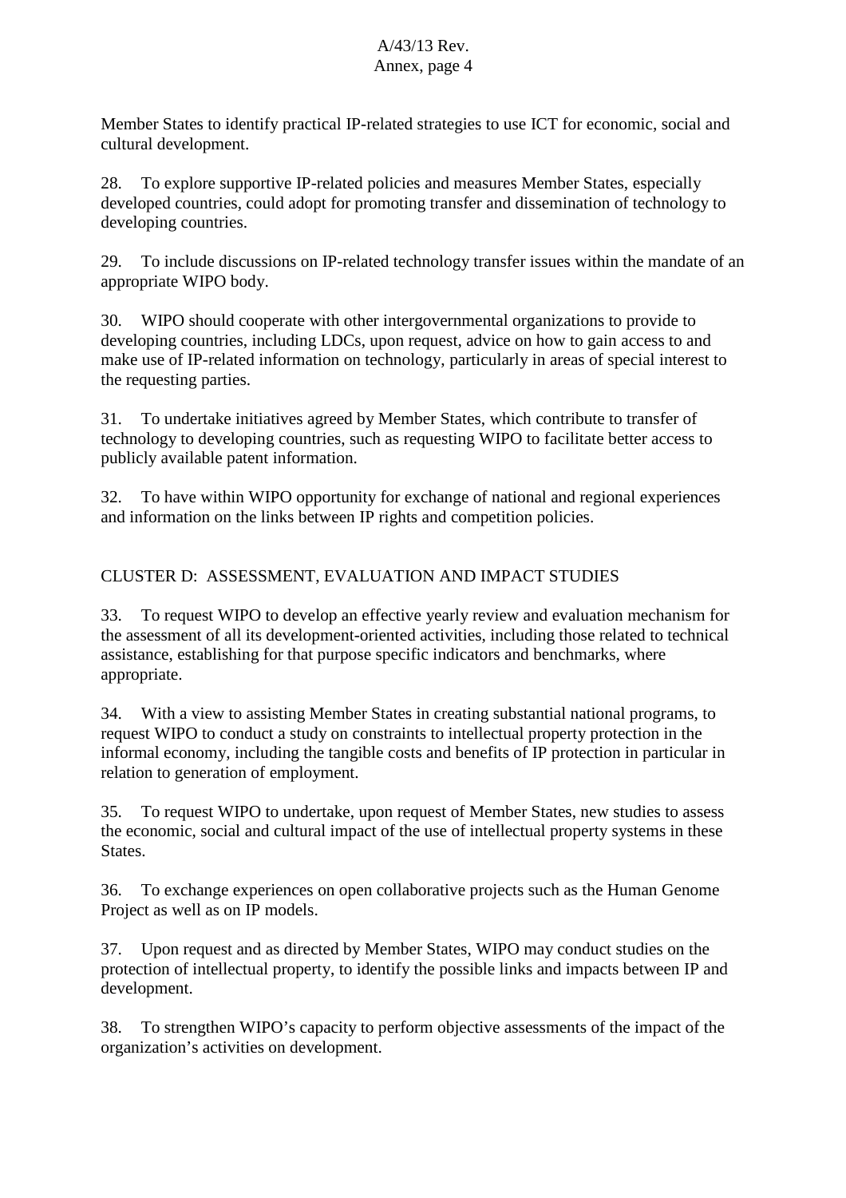Member States to identify practical IP-related strategies to use ICT for economic, social and cultural development.

28. To explore supportive IP-related policies and measures Member States, especially developed countries, could adopt for promoting transfer and dissemination of technology to developing countries.

29. To include discussions on IP-related technology transfer issues within the mandate of an appropriate WIPO body.

30. WIPO should cooperate with other intergovernmental organizations to provide to developing countries, including LDCs, upon request, advice on how to gain access to and make use of IP-related information on technology, particularly in areas of special interest to the requesting parties.

31. To undertake initiatives agreed by Member States, which contribute to transfer of technology to developing countries, such as requesting WIPO to facilitate better access to publicly available patent information.

32. To have within WIPO opportunity for exchange of national and regional experiences and information on the links between IP rights and competition policies.

## CLUSTER D: ASSESSMENT, EVALUATION AND IMPACT STUDIES

33. To request WIPO to develop an effective yearly review and evaluation mechanism for the assessment of all its development-oriented activities, including those related to technical assistance, establishing for that purpose specific indicators and benchmarks, where appropriate.

34. With a view to assisting Member States in creating substantial national programs, to request WIPO to conduct a study on constraints to intellectual property protection in the informal economy, including the tangible costs and benefits of IP protection in particular in relation to generation of employment.

35. To request WIPO to undertake, upon request of Member States, new studies to assess the economic, social and cultural impact of the use of intellectual property systems in these States.

36. To exchange experiences on open collaborative projects such as the Human Genome Project as well as on IP models.

37. Upon request and as directed by Member States, WIPO may conduct studies on the protection of intellectual property, to identify the possible links and impacts between IP and development.

38. To strengthen WIPO's capacity to perform objective assessments of the impact of the organization's activities on development.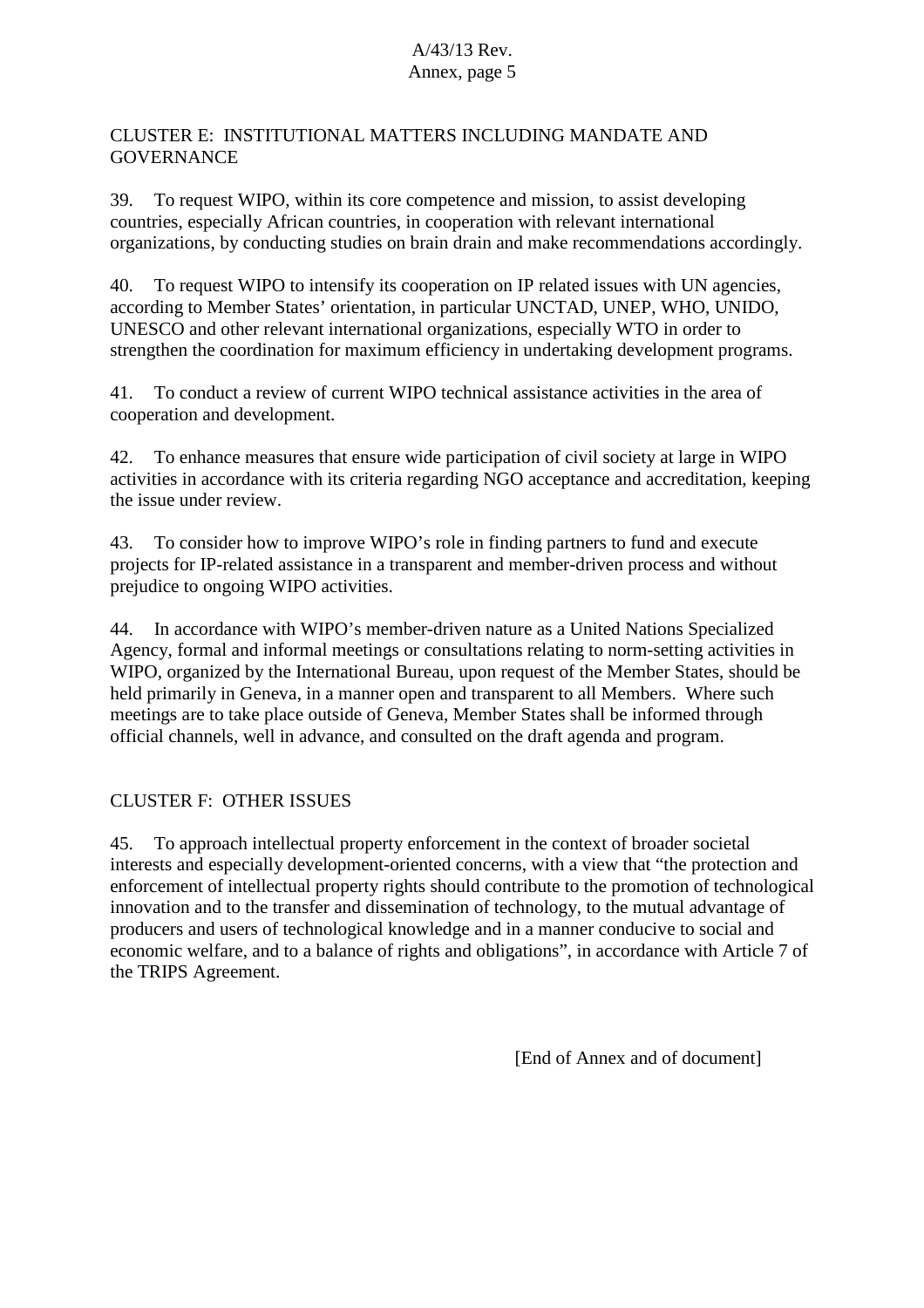## CLUSTER E: INSTITUTIONAL MATTERS INCLUDING MANDATE AND GOVERNANCE

39. To request WIPO, within its core competence and mission, to assist developing countries, especially African countries, in cooperation with relevant international organizations, by conducting studies on brain drain and make recommendations accordingly.

40. To request WIPO to intensify its cooperation on IP related issues with UN agencies, according to Member States' orientation, in particular UNCTAD, UNEP, WHO, UNIDO, UNESCO and other relevant international organizations, especially WTO in order to strengthen the coordination for maximum efficiency in undertaking development programs.

41. To conduct a review of current WIPO technical assistance activities in the area of cooperation and development.

42. To enhance measures that ensure wide participation of civil society at large in WIPO activities in accordance with its criteria regarding NGO acceptance and accreditation, keeping the issue under review.

43. To consider how to improve WIPO's role in finding partners to fund and execute projects for IP-related assistance in a transparent and member-driven process and without prejudice to ongoing WIPO activities.

44. In accordance with WIPO's member-driven nature as a United Nations Specialized Agency, formal and informal meetings or consultations relating to norm-setting activities in WIPO, organized by the International Bureau, upon request of the Member States, should be held primarily in Geneva, in a manner open and transparent to all Members. Where such meetings are to take place outside of Geneva, Member States shall be informed through official channels, well in advance, and consulted on the draft agenda and program.

## CLUSTER F: OTHER ISSUES

45. To approach intellectual property enforcement in the context of broader societal interests and especially development-oriented concerns, with a view that "the protection and enforcement of intellectual property rights should contribute to the promotion of technological innovation and to the transfer and dissemination of technology, to the mutual advantage of producers and users of technological knowledge and in a manner conducive to social and economic welfare, and to a balance of rights and obligations", in accordance with Article 7 of the TRIPS Agreement.

[End of Annex and of document]